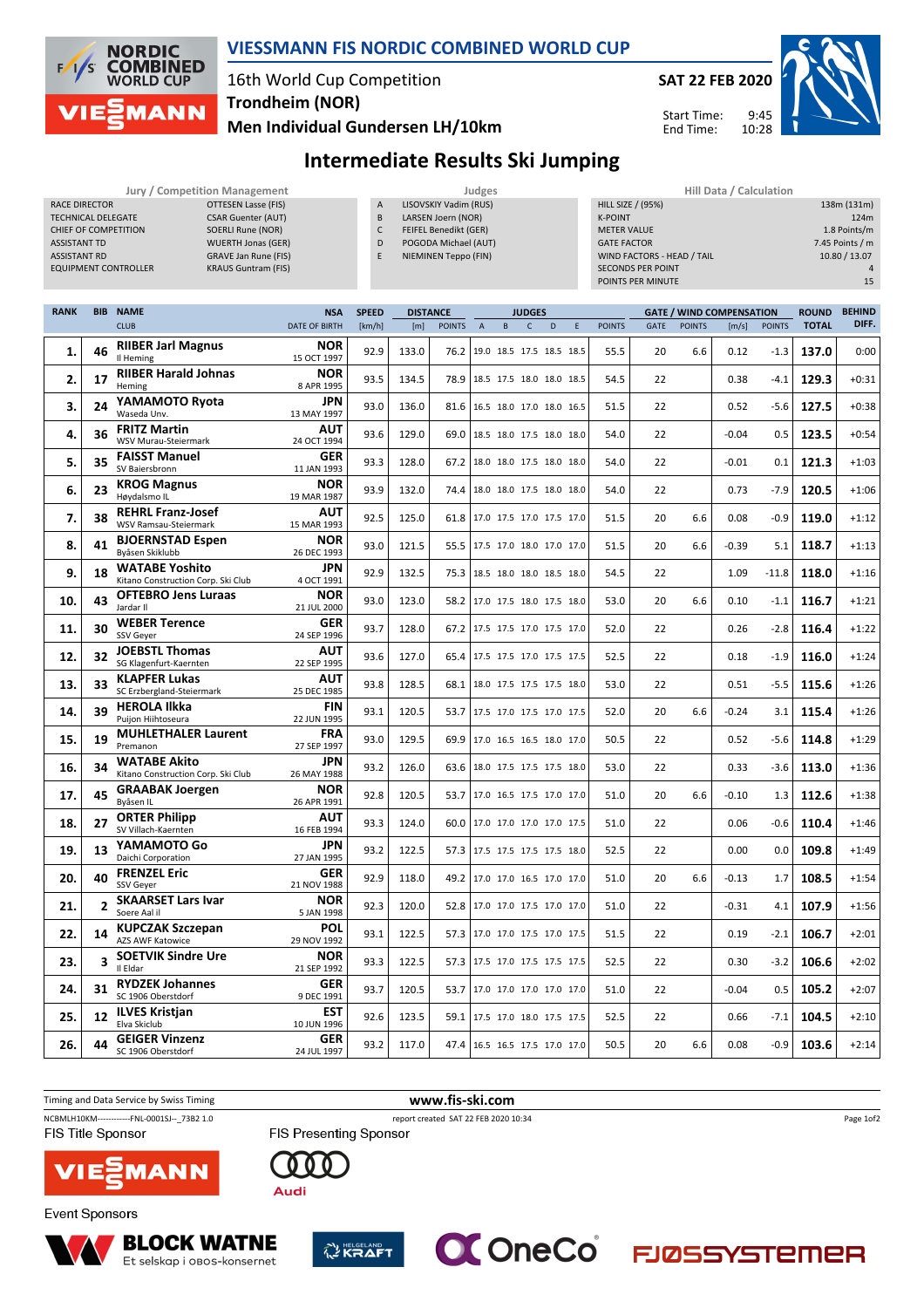# VIESSMANN FIS NORDIC COMBINED WORLD CUP

16th World Cup Competition
**Trondheim (NOR)**
**Men Individual Gundersen LH/10km**

**SAT 22 FEB 2020**
Start Time: 9:45
End Time: 10:28

## Intermediate Results Ski Jumping

| Jury / Competition Management | |
|---|---|
| RACE DIRECTOR | OTTESEN Lasse (FIS) |
| TECHNICAL DELEGATE | CSAR Guenter (AUT) |
| CHIEF OF COMPETITION | SOERLI Rune (NOR) |
| ASSISTANT TD | WUERTH Jonas (GER) |
| ASSISTANT RD | GRAVE Jan Rune (FIS) |
| EQUIPMENT CONTROLLER | KRAUS Guntram (FIS) |

| Judges | |
|---|---|
| A | LISOVSKIY Vadim (RUS) |
| B | LARSEN Joern (NOR) |
| C | FEIFEL Benedikt (GER) |
| D | POGODA Michael (AUT) |
| E | NIEMINEN Teppo (FIN) |

| Hill Data / Calculation | |
|---|---|
| HILL SIZE / (95%) | 138m (131m) |
| K-POINT | 124m |
| METER VALUE | 1.8 Points/m |
| GATE FACTOR | 7.45 Points / m |
| WIND FACTORS - HEAD / TAIL | 10.80 / 13.07 |
| SECONDS PER POINT | 4 |
| POINTS PER MINUTE | 15 |

| RANK | BIB | NAME / CLUB | NSA / DATE OF BIRTH | SPEED [km/h] | DISTANCE [m] | DISTANCE POINTS | A | B | C | D | E | JUDGES POINTS | GATE | GATE POINTS | WIND [m/s] | WIND POINTS | ROUND TOTAL | BEHIND DIFF. |
|---|---|---|---|---|---|---|---|---|---|---|---|---|---|---|---|---|---|---|
| 1. | 46 | **RIIBER Jarl Magnus** Il Heming | NOR 15 OCT 1997 | 92.9 | 133.0 | 76.2 | 19.0 | 18.5 | 17.5 | 18.5 | 18.5 | 55.5 | 20 | 6.6 | 0.12 | -1.3 | **137.0** | 0:00 |
| 2. | 17 | **RIIBER Harald Johnas** Heming | NOR 8 APR 1995 | 93.5 | 134.5 | 78.9 | 18.5 | 17.5 | 18.0 | 18.0 | 18.5 | 54.5 | 22 | | 0.38 | -4.1 | **129.3** | +0:31 |
| 3. | 24 | **YAMAMOTO Ryota** Waseda Unv. | JPN 13 MAY 1997 | 93.0 | 136.0 | 81.6 | 16.5 | 18.0 | 17.0 | 18.0 | 16.5 | 51.5 | 22 | | 0.52 | -5.6 | **127.5** | +0:38 |
| 4. | 36 | **FRITZ Martin** WSV Murau-Steiermark | AUT 24 OCT 1994 | 93.6 | 129.0 | 69.0 | 18.5 | 18.0 | 17.5 | 18.0 | 18.0 | 54.0 | 22 | | -0.04 | 0.5 | **123.5** | +0:54 |
| 5. | 35 | **FAISST Manuel** SV Baiersbronn | GER 11 JAN 1993 | 93.3 | 128.0 | 67.2 | 18.0 | 18.0 | 17.5 | 18.0 | 18.0 | 54.0 | 22 | | -0.01 | 0.1 | **121.3** | +1:03 |
| 6. | 23 | **KROG Magnus** Høydalsmo IL | NOR 19 MAR 1987 | 93.9 | 132.0 | 74.4 | 18.0 | 18.0 | 17.5 | 18.0 | 18.0 | 54.0 | 22 | | 0.73 | -7.9 | **120.5** | +1:06 |
| 7. | 38 | **REHRL Franz-Josef** WSV Ramsau-Steiermark | AUT 15 MAR 1993 | 92.5 | 125.0 | 61.8 | 17.0 | 17.5 | 17.0 | 17.5 | 17.0 | 51.5 | 20 | 6.6 | 0.08 | -0.9 | **119.0** | +1:12 |
| 8. | 41 | **BJOERNSTAD Espen** Byåsen Skiklubb | NOR 26 DEC 1993 | 93.0 | 121.5 | 55.5 | 17.5 | 17.0 | 18.0 | 17.0 | 17.0 | 51.5 | 20 | 6.6 | -0.39 | 5.1 | **118.7** | +1:13 |
| 9. | 18 | **WATABE Yoshito** Kitano Construction Corp. Ski Club | JPN 4 OCT 1991 | 92.9 | 132.5 | 75.3 | 18.5 | 18.0 | 18.0 | 18.5 | 18.0 | 54.5 | 22 | | 1.09 | -11.8 | **118.0** | +1:16 |
| 10. | 43 | **OFTEBRO Jens Luraas** Jardar Il | NOR 21 JUL 2000 | 93.0 | 123.0 | 58.2 | 17.0 | 17.5 | 18.0 | 17.5 | 18.0 | 53.0 | 20 | 6.6 | 0.10 | -1.1 | **116.7** | +1:21 |
| 11. | 30 | **WEBER Terence** SSV Geyer | GER 24 SEP 1996 | 93.7 | 128.0 | 67.2 | 17.5 | 17.5 | 17.0 | 17.5 | 17.0 | 52.0 | 22 | | 0.26 | -2.8 | **116.4** | +1:22 |
| 12. | 32 | **JOEBSTL Thomas** SG Klagenfurt-Kaernten | AUT 22 SEP 1995 | 93.6 | 127.0 | 65.4 | 17.5 | 17.5 | 17.0 | 17.5 | 17.5 | 52.5 | 22 | | 0.18 | -1.9 | **116.0** | +1:24 |
| 13. | 33 | **KLAPFER Lukas** SC Erzbergland-Steiermark | AUT 25 DEC 1985 | 93.8 | 128.5 | 68.1 | 18.0 | 17.5 | 17.5 | 17.5 | 18.0 | 53.0 | 22 | | 0.51 | -5.5 | **115.6** | +1:26 |
| 14. | 39 | **HEROLA Ilkka** Puijon Hiihtoseura | FIN 22 JUN 1995 | 93.1 | 120.5 | 53.7 | 17.5 | 17.0 | 17.5 | 17.0 | 17.5 | 52.0 | 20 | 6.6 | -0.24 | 3.1 | **115.4** | +1:26 |
| 15. | 19 | **MUHLETHALER Laurent** Premanon | FRA 27 SEP 1997 | 93.0 | 129.5 | 69.9 | 17.0 | 16.5 | 16.5 | 18.0 | 17.0 | 50.5 | 22 | | 0.52 | -5.6 | **114.8** | +1:29 |
| 16. | 34 | **WATABE Akito** Kitano Construction Corp. Ski Club | JPN 26 MAY 1988 | 93.2 | 126.0 | 63.6 | 18.0 | 17.5 | 17.5 | 17.5 | 18.0 | 53.0 | 22 | | 0.33 | -3.6 | **113.0** | +1:36 |
| 17. | 45 | **GRAABAK Joergen** Byåsen IL | NOR 26 APR 1991 | 92.8 | 120.5 | 53.7 | 17.0 | 16.5 | 17.5 | 17.0 | 17.0 | 51.0 | 20 | 6.6 | -0.10 | 1.3 | **112.6** | +1:38 |
| 18. | 27 | **ORTER Philipp** SV Villach-Kaernten | AUT 16 FEB 1994 | 93.3 | 124.0 | 60.0 | 17.0 | 17.0 | 17.0 | 17.0 | 17.5 | 51.0 | 22 | | 0.06 | -0.6 | **110.4** | +1:46 |
| 19. | 13 | **YAMAMOTO Go** Daichi Corporation | JPN 27 JAN 1995 | 93.2 | 122.5 | 57.3 | 17.5 | 17.5 | 17.5 | 17.5 | 18.0 | 52.5 | 22 | | 0.00 | 0.0 | **109.8** | +1:49 |
| 20. | 40 | **FRENZEL Eric** SSV Geyer | GER 21 NOV 1988 | 92.9 | 118.0 | 49.2 | 17.0 | 17.0 | 16.5 | 17.0 | 17.0 | 51.0 | 20 | 6.6 | -0.13 | 1.7 | **108.5** | +1:54 |
| 21. | 2 | **SKAARSET Lars Ivar** Soere Aal il | NOR 5 JAN 1998 | 92.3 | 120.0 | 52.8 | 17.0 | 17.0 | 17.5 | 17.0 | 17.0 | 51.0 | 22 | | -0.31 | 4.1 | **107.9** | +1:56 |
| 22. | 14 | **KUPCZAK Szczepan** AZS AWF Katowice | POL 29 NOV 1992 | 93.1 | 122.5 | 57.3 | 17.0 | 17.0 | 17.5 | 17.0 | 17.5 | 51.5 | 22 | | 0.19 | -2.1 | **106.7** | +2:01 |
| 23. | 3 | **SOETVIK Sindre Ure** Il Eldar | NOR 21 SEP 1992 | 93.3 | 122.5 | 57.3 | 17.5 | 17.0 | 17.5 | 17.5 | 17.5 | 52.5 | 22 | | 0.30 | -3.2 | **106.6** | +2:02 |
| 24. | 31 | **RYDZEK Johannes** SC 1906 Oberstdorf | GER 9 DEC 1991 | 93.7 | 120.5 | 53.7 | 17.0 | 17.0 | 17.0 | 17.0 | 17.0 | 51.0 | 22 | | -0.04 | 0.5 | **105.2** | +2:07 |
| 25. | 12 | **ILVES Kristjan** Elva Skiclub | EST 10 JUN 1996 | 92.6 | 123.5 | 59.1 | 17.5 | 17.5 | 18.0 | 17.5 | 17.5 | 52.5 | 22 | | 0.66 | -7.1 | **104.5** | +2:10 |
| 26. | 44 | **GEIGER Vinzenz** SC 1906 Oberstdorf | GER 24 JUL 1997 | 93.2 | 117.0 | 47.4 | 16.5 | 16.5 | 17.5 | 17.0 | 17.0 | 50.5 | 20 | 6.6 | 0.08 | -0.9 | **103.6** | +2:14 |

Timing and Data Service by Swiss Timing
www.fis-ski.com
NCBMLH10KM------------FNL-0001SJ--_73B2 1.0
report created SAT 22 FEB 2020 10:34

FIS Title Sponsor: VIESSMANN
FIS Presenting Sponsor: Audi
Event Sponsors: BLOCK WATNE (Et selskap i OBOS-konsernet), HELGELAND KRAFT, OneCo, FJØSSYSTEMER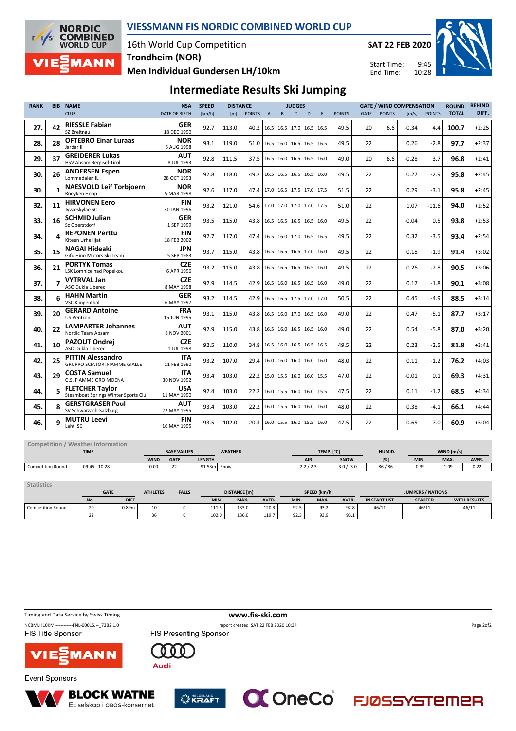# VIESSMANN FIS NORDIC COMBINED WORLD CUP

16th World Cup Competition
**Trondheim (NOR)**
**Men Individual Gundersen LH/10km**

**SAT 22 FEB 2020**
Start Time: 9:45
End Time: 10:28

## Intermediate Results Ski Jumping

| RANK | BIB | NAME / CLUB | NSA / DATE OF BIRTH | SPEED [km/h] | DISTANCE [m] | DISTANCE POINTS | JUDGES A | B | C | D | E | JUDGES POINTS | GATE | GATE POINTS | WIND [m/s] | WIND POINTS | ROUND TOTAL | BEHIND DIFF. |
|---|---|---|---|---|---|---|---|---|---|---|---|---|---|---|---|---|---|---|
| 27. | 42 | **RIESSLE Fabian** SZ Breitnau | GER 18 DEC 1990 | 92.7 | 113.0 | 40.2 | 16.5 | 16.5 | 17.0 | 16.5 | 16.5 | 49.5 | 20 | 6.6 | -0.34 | 4.4 | 100.7 | +2:25 |
| 28. | 28 | **OFTEBRO Einar Luraas** Jardar Il | NOR 6 AUG 1998 | 93.1 | 119.0 | 51.0 | 16.5 | 16.0 | 16.5 | 16.5 | 16.5 | 49.5 | 22 | | 0.26 | -2.8 | 97.7 | +2:37 |
| 29. | 37 | **GREIDERER Lukas** HSV Absam Bergisel-Tirol | AUT 8 JUL 1993 | 92.8 | 111.5 | 37.5 | 16.5 | 16.0 | 16.5 | 16.5 | 16.0 | 49.0 | 20 | 6.6 | -0.28 | 3.7 | 96.8 | +2:41 |
| 30. | 26 | **ANDERSEN Espen** Lommedalen IL | NOR 28 OCT 1993 | 92.8 | 118.0 | 49.2 | 16.5 | 16.5 | 16.5 | 16.5 | 16.0 | 49.5 | 22 | | 0.27 | -2.9 | 95.8 | +2:45 |
| 30. | 1 | **NAESVOLD Leif Torbjoern** Roeyken Hopp | NOR 5 MAR 1998 | 92.6 | 117.0 | 47.4 | 17.0 | 16.5 | 17.5 | 17.0 | 17.5 | 51.5 | 22 | | 0.29 | -3.1 | 95.8 | +2:45 |
| 32. | 11 | **HIRVONEN Eero** Jyvaeskylae SC | FIN 30 JAN 1996 | 93.2 | 121.0 | 54.6 | 17.0 | 17.0 | 17.0 | 17.0 | 17.5 | 51.0 | 22 | | 1.07 | -11.6 | 94.0 | +2:52 |
| 33. | 16 | **SCHMID Julian** Sc Oberstdorf | GER 1 SEP 1999 | 93.5 | 115.0 | 43.8 | 16.5 | 16.5 | 16.5 | 16.5 | 16.0 | 49.5 | 22 | | -0.04 | 0.5 | 93.8 | +2:53 |
| 34. | 4 | **REPONEN Perttu** Kiteen Urheilijat | FIN 18 FEB 2002 | 92.7 | 117.0 | 47.4 | 16.5 | 16.0 | 17.0 | 16.5 | 16.5 | 49.5 | 22 | | 0.32 | -3.5 | 93.4 | +2:54 |
| 35. | 15 | **NAGAI Hideaki** Gifu Hino Motors Ski Team | JPN 5 SEP 1983 | 93.7 | 115.0 | 43.8 | 16.5 | 16.5 | 16.5 | 17.0 | 16.0 | 49.5 | 22 | | 0.18 | -1.9 | 91.4 | +3:02 |
| 36. | 21 | **PORTYK Tomas** LSK Lomnice nad Popelkou | CZE 6 APR 1996 | 93.2 | 115.0 | 43.8 | 16.5 | 16.5 | 16.5 | 16.5 | 16.0 | 49.5 | 22 | | 0.26 | -2.8 | 90.5 | +3:06 |
| 37. | 7 | **VYTRVAL Jan** ASO Dukla Liberec | CZE 8 MAY 1998 | 92.9 | 114.5 | 42.9 | 16.5 | 16.0 | 16.5 | 16.5 | 16.0 | 49.0 | 22 | | 0.17 | -1.8 | 90.1 | +3:08 |
| 38. | 6 | **HAHN Martin** VSC Klingenthal | GER 6 MAY 1997 | 93.2 | 114.5 | 42.9 | 16.5 | 16.5 | 17.5 | 17.0 | 17.0 | 50.5 | 22 | | 0.45 | -4.9 | 88.5 | +3:14 |
| 39. | 20 | **GERARD Antoine** US Ventron | FRA 15 JUN 1995 | 93.1 | 115.0 | 43.8 | 16.5 | 16.0 | 17.0 | 16.5 | 16.0 | 49.0 | 22 | | 0.47 | -5.1 | 87.7 | +3:17 |
| 40. | 22 | **LAMPARTER Johannes** Nordic Team Absam | AUT 8 NOV 2001 | 92.9 | 115.0 | 43.8 | 16.5 | 16.0 | 16.5 | 16.5 | 16.0 | 49.0 | 22 | | 0.54 | -5.8 | 87.0 | +3:20 |
| 41. | 10 | **PAZOUT Ondrej** ASO Dukla Liberec | CZE 1 JUL 1998 | 92.5 | 110.0 | 34.8 | 16.5 | 16.0 | 16.5 | 16.5 | 16.5 | 49.5 | 22 | | 0.23 | -2.5 | 81.8 | +3:41 |
| 42. | 25 | **PITTIN Alessandro** GRUPPO SCIATORI FIAMME GIALLE | ITA 11 FEB 1990 | 93.2 | 107.0 | 29.4 | 16.0 | 16.0 | 16.0 | 16.0 | 16.0 | 48.0 | 22 | | 0.11 | -1.2 | 76.2 | +4:03 |
| 43. | 29 | **COSTA Samuel** G.S. FIAMME ORO MOENA | ITA 30 NOV 1992 | 93.4 | 103.0 | 22.2 | 15.0 | 15.5 | 16.0 | 16.0 | 15.5 | 47.0 | 22 | | -0.01 | 0.1 | 69.3 | +4:31 |
| 44. | 5 | **FLETCHER Taylor** Steamboat Springs Winter Sports Clu | USA 11 MAY 1990 | 92.4 | 103.0 | 22.2 | 16.0 | 15.5 | 16.0 | 16.0 | 15.5 | 47.5 | 22 | | 0.11 | -1.2 | 68.5 | +4:34 |
| 45. | 8 | **GERSTGRASER Paul** SV Schwarzach-Salzburg | AUT 22 MAY 1995 | 93.4 | 103.0 | 22.2 | 16.0 | 15.5 | 16.0 | 16.0 | 16.0 | 48.0 | 22 | | 0.38 | -4.1 | 66.1 | +4:44 |
| 46. | 9 | **MUTRU Leevi** Lahti SC | FIN 16 MAY 1995 | 93.5 | 102.0 | 20.4 | 16.0 | 15.5 | 16.0 | 15.5 | 16.0 | 47.5 | 22 | | 0.65 | -7.0 | 60.9 | +5:04 |

### Competition / Weather Information

| | TIME | BASE VALUES WIND | GATE | LENGTH | WEATHER | TEMP. [°C] AIR | SNOW | HUMID. [%] | WIND [m/s] MIN. | MAX. | AVER. |
|---|---|---|---|---|---|---|---|---|---|---|---|
| Competition Round | 09:45 - 10:28 | 0.00 | 22 | 91.53m | Snow | 2.2 / 2.3 | -3.0 / -3.0 | 86 / 86 | -0.39 | 1.09 | 0.22 |

### Statistics

| | GATE No. | DIFF | ATHLETES | FALLS | DISTANCE [m] MIN. | MAX. | AVER. | SPEED [km/h] MIN. | MAX. | AVER. | IN START LIST | STARTED | WITH RESULTS |
|---|---|---|---|---|---|---|---|---|---|---|---|---|---|
| Competition Round | 20 | -0.89m | 10 | 0 | 111.5 | 133.0 | 120.3 | 92.5 | 93.2 | 92.8 | 46/11 | 46/11 | 46/11 |
| | 22 | | 36 | 0 | 102.0 | 136.0 | 119.7 | 92.3 | 93.9 | 93.1 | | | |

Timing and Data Service by Swiss Timing
www.fis-ski.com
NCBMLH10KM------------FNL-0001SJ--_73B2 1.0
report created SAT 22 FEB 2020 10:34

FIS Title Sponsor: VIESSMANN
FIS Presenting Sponsor: Audi
Event Sponsors: BLOCK WATNE Et selskap i OBOS-konsernet, HELGELAND KRAFT, OneCo, FJØSSYSTEMER